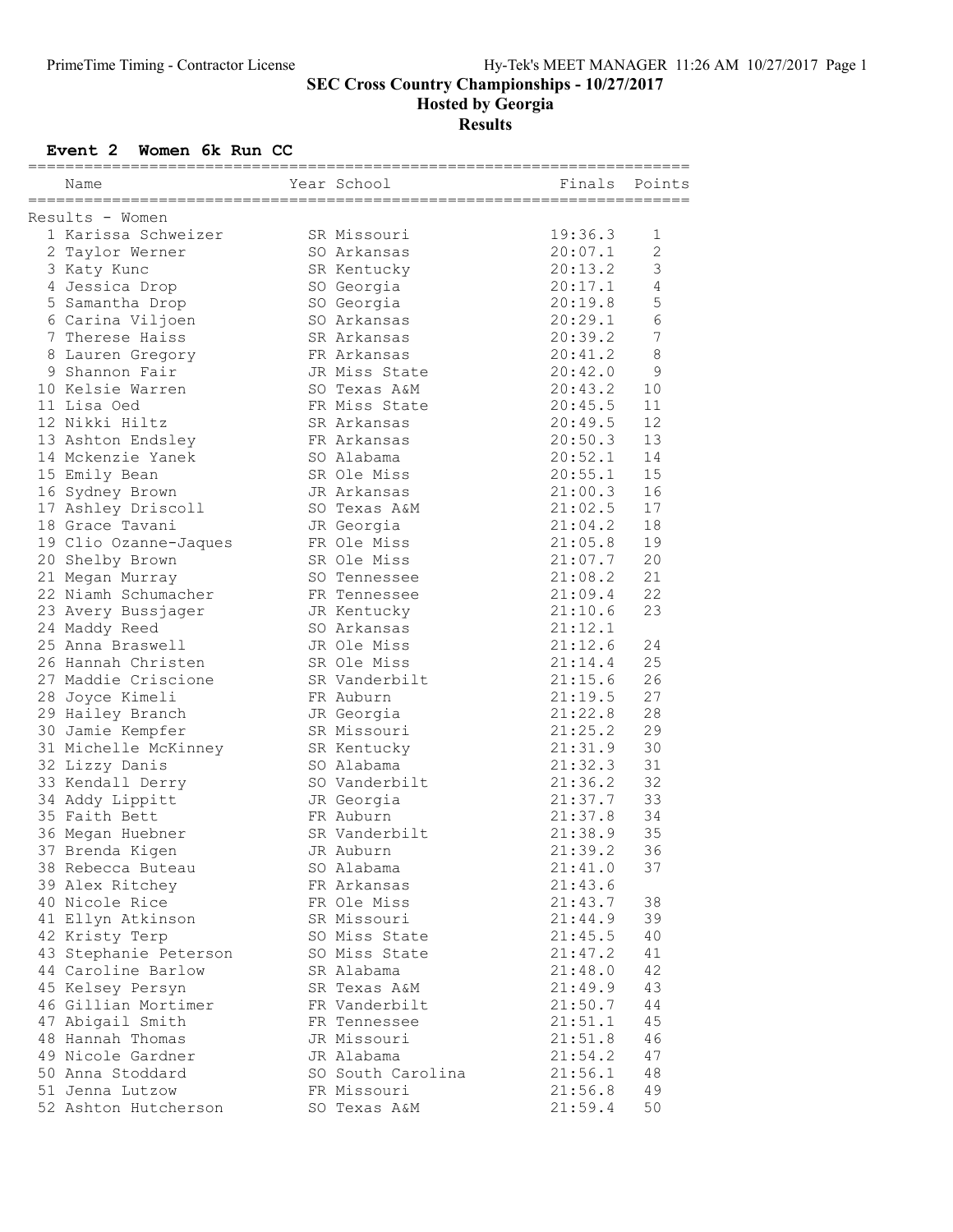# SEC Cross Country Championships - 10/27/2017

## Hosted by Georgia

## Results

### Event 2 Women 6k Run CC

Results - Women

| Place | Name | Year | School | Finals | Points |
|---|---|---|---|---|---|
| 1 | Karissa Schweizer | SR | Missouri | 19:36.3 | 1 |
| 2 | Taylor Werner | SO | Arkansas | 20:07.1 | 2 |
| 3 | Katy Kunc | SR | Kentucky | 20:13.2 | 3 |
| 4 | Jessica Drop | SO | Georgia | 20:17.1 | 4 |
| 5 | Samantha Drop | SO | Georgia | 20:19.8 | 5 |
| 6 | Carina Viljoen | SO | Arkansas | 20:29.1 | 6 |
| 7 | Therese Haiss | SR | Arkansas | 20:39.2 | 7 |
| 8 | Lauren Gregory | FR | Arkansas | 20:41.2 | 8 |
| 9 | Shannon Fair | JR | Miss State | 20:42.0 | 9 |
| 10 | Kelsie Warren | SO | Texas A&M | 20:43.2 | 10 |
| 11 | Lisa Oed | FR | Miss State | 20:45.5 | 11 |
| 12 | Nikki Hiltz | SR | Arkansas | 20:49.5 | 12 |
| 13 | Ashton Endsley | FR | Arkansas | 20:50.3 | 13 |
| 14 | Mckenzie Yanek | SO | Alabama | 20:52.1 | 14 |
| 15 | Emily Bean | SR | Ole Miss | 20:55.1 | 15 |
| 16 | Sydney Brown | JR | Arkansas | 21:00.3 | 16 |
| 17 | Ashley Driscoll | SO | Texas A&M | 21:02.5 | 17 |
| 18 | Grace Tavani | JR | Georgia | 21:04.2 | 18 |
| 19 | Clio Ozanne-Jaques | FR | Ole Miss | 21:05.8 | 19 |
| 20 | Shelby Brown | SR | Ole Miss | 21:07.7 | 20 |
| 21 | Megan Murray | SO | Tennessee | 21:08.2 | 21 |
| 22 | Niamh Schumacher | FR | Tennessee | 21:09.4 | 22 |
| 23 | Avery Bussjager | JR | Kentucky | 21:10.6 | 23 |
| 24 | Maddy Reed | SO | Arkansas | 21:12.1 | |
| 25 | Anna Braswell | JR | Ole Miss | 21:12.6 | 24 |
| 26 | Hannah Christen | SR | Ole Miss | 21:14.4 | 25 |
| 27 | Maddie Criscione | SR | Vanderbilt | 21:15.6 | 26 |
| 28 | Joyce Kimeli | FR | Auburn | 21:19.5 | 27 |
| 29 | Hailey Branch | JR | Georgia | 21:22.8 | 28 |
| 30 | Jamie Kempfer | SR | Missouri | 21:25.2 | 29 |
| 31 | Michelle McKinney | SR | Kentucky | 21:31.9 | 30 |
| 32 | Lizzy Danis | SO | Alabama | 21:32.3 | 31 |
| 33 | Kendall Derry | SO | Vanderbilt | 21:36.2 | 32 |
| 34 | Addy Lippitt | JR | Georgia | 21:37.7 | 33 |
| 35 | Faith Bett | FR | Auburn | 21:37.8 | 34 |
| 36 | Megan Huebner | SR | Vanderbilt | 21:38.9 | 35 |
| 37 | Brenda Kigen | JR | Auburn | 21:39.2 | 36 |
| 38 | Rebecca Buteau | SO | Alabama | 21:41.0 | 37 |
| 39 | Alex Ritchey | FR | Arkansas | 21:43.6 | |
| 40 | Nicole Rice | FR | Ole Miss | 21:43.7 | 38 |
| 41 | Ellyn Atkinson | SR | Missouri | 21:44.9 | 39 |
| 42 | Kristy Terp | SO | Miss State | 21:45.5 | 40 |
| 43 | Stephanie Peterson | SO | Miss State | 21:47.2 | 41 |
| 44 | Caroline Barlow | SR | Alabama | 21:48.0 | 42 |
| 45 | Kelsey Persyn | SR | Texas A&M | 21:49.9 | 43 |
| 46 | Gillian Mortimer | FR | Vanderbilt | 21:50.7 | 44 |
| 47 | Abigail Smith | FR | Tennessee | 21:51.1 | 45 |
| 48 | Hannah Thomas | JR | Missouri | 21:51.8 | 46 |
| 49 | Nicole Gardner | JR | Alabama | 21:54.2 | 47 |
| 50 | Anna Stoddard | SO | South Carolina | 21:56.1 | 48 |
| 51 | Jenna Lutzow | FR | Missouri | 21:56.8 | 49 |
| 52 | Ashton Hutcherson | SO | Texas A&M | 21:59.4 | 50 |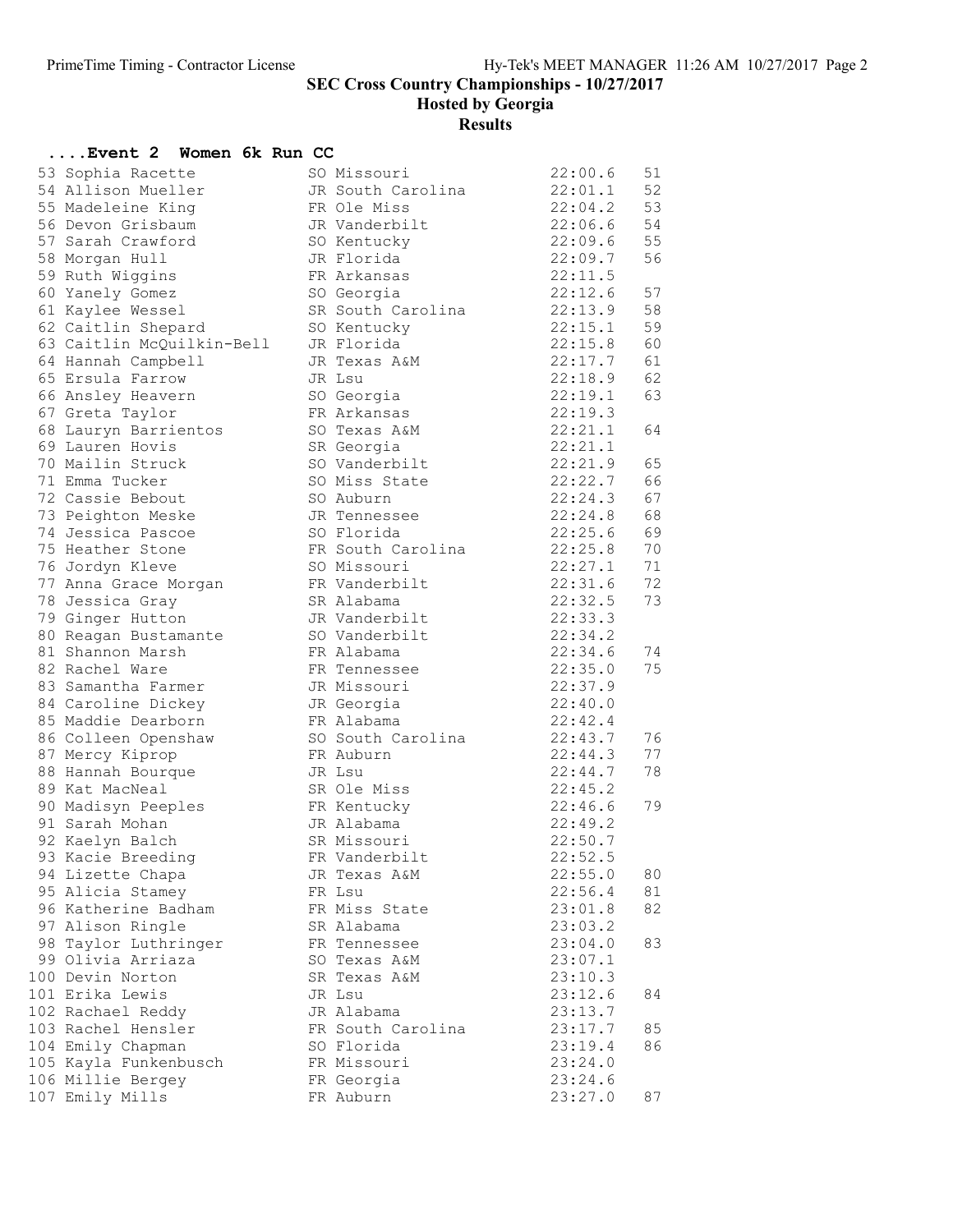# SEC Cross Country Championships - 10/27/2017

## Hosted by Georgia

## Results

### ....Event 2 Women 6k Run CC

| Place | Name | Yr | School | Time | Points |
|---|---|---|---|---|---|
| 53 | Sophia Racette | SO | Missouri | 22:00.6 | 51 |
| 54 | Allison Mueller | JR | South Carolina | 22:01.1 | 52 |
| 55 | Madeleine King | FR | Ole Miss | 22:04.2 | 53 |
| 56 | Devon Grisbaum | JR | Vanderbilt | 22:06.6 | 54 |
| 57 | Sarah Crawford | SO | Kentucky | 22:09.6 | 55 |
| 58 | Morgan Hull | JR | Florida | 22:09.7 | 56 |
| 59 | Ruth Wiggins | FR | Arkansas | 22:11.5 | |
| 60 | Yanely Gomez | SO | Georgia | 22:12.6 | 57 |
| 61 | Kaylee Wessel | SR | South Carolina | 22:13.9 | 58 |
| 62 | Caitlin Shepard | SO | Kentucky | 22:15.1 | 59 |
| 63 | Caitlin McQuilkin-Bell | JR | Florida | 22:15.8 | 60 |
| 64 | Hannah Campbell | JR | Texas A&M | 22:17.7 | 61 |
| 65 | Ersula Farrow | JR | Lsu | 22:18.9 | 62 |
| 66 | Ansley Heavern | SO | Georgia | 22:19.1 | 63 |
| 67 | Greta Taylor | FR | Arkansas | 22:19.3 | |
| 68 | Lauryn Barrientos | SO | Texas A&M | 22:21.1 | 64 |
| 69 | Lauren Hovis | SR | Georgia | 22:21.1 | |
| 70 | Mailin Struck | SO | Vanderbilt | 22:21.9 | 65 |
| 71 | Emma Tucker | SO | Miss State | 22:22.7 | 66 |
| 72 | Cassie Bebout | SO | Auburn | 22:24.3 | 67 |
| 73 | Peighton Meske | JR | Tennessee | 22:24.8 | 68 |
| 74 | Jessica Pascoe | SO | Florida | 22:25.6 | 69 |
| 75 | Heather Stone | FR | South Carolina | 22:25.8 | 70 |
| 76 | Jordyn Kleve | SO | Missouri | 22:27.1 | 71 |
| 77 | Anna Grace Morgan | FR | Vanderbilt | 22:31.6 | 72 |
| 78 | Jessica Gray | SR | Alabama | 22:32.5 | 73 |
| 79 | Ginger Hutton | JR | Vanderbilt | 22:33.3 | |
| 80 | Reagan Bustamante | SO | Vanderbilt | 22:34.2 | |
| 81 | Shannon Marsh | FR | Alabama | 22:34.6 | 74 |
| 82 | Rachel Ware | FR | Tennessee | 22:35.0 | 75 |
| 83 | Samantha Farmer | JR | Missouri | 22:37.9 | |
| 84 | Caroline Dickey | JR | Georgia | 22:40.0 | |
| 85 | Maddie Dearborn | FR | Alabama | 22:42.4 | |
| 86 | Colleen Openshaw | SO | South Carolina | 22:43.7 | 76 |
| 87 | Mercy Kiprop | FR | Auburn | 22:44.3 | 77 |
| 88 | Hannah Bourque | JR | Lsu | 22:44.7 | 78 |
| 89 | Kat MacNeal | SR | Ole Miss | 22:45.2 | |
| 90 | Madisyn Peeples | FR | Kentucky | 22:46.6 | 79 |
| 91 | Sarah Mohan | JR | Alabama | 22:49.2 | |
| 92 | Kaelyn Balch | SR | Missouri | 22:50.7 | |
| 93 | Kacie Breeding | FR | Vanderbilt | 22:52.5 | |
| 94 | Lizette Chapa | JR | Texas A&M | 22:55.0 | 80 |
| 95 | Alicia Stamey | FR | Lsu | 22:56.4 | 81 |
| 96 | Katherine Badham | FR | Miss State | 23:01.8 | 82 |
| 97 | Alison Ringle | SR | Alabama | 23:03.2 | |
| 98 | Taylor Luthringer | FR | Tennessee | 23:04.0 | 83 |
| 99 | Olivia Arriaza | SO | Texas A&M | 23:07.1 | |
| 100 | Devin Norton | SR | Texas A&M | 23:10.3 | |
| 101 | Erika Lewis | JR | Lsu | 23:12.6 | 84 |
| 102 | Rachael Reddy | JR | Alabama | 23:13.7 | |
| 103 | Rachel Hensler | FR | South Carolina | 23:17.7 | 85 |
| 104 | Emily Chapman | SO | Florida | 23:19.4 | 86 |
| 105 | Kayla Funkenbusch | FR | Missouri | 23:24.0 | |
| 106 | Millie Bergey | FR | Georgia | 23:24.6 | |
| 107 | Emily Mills | FR | Auburn | 23:27.0 | 87 |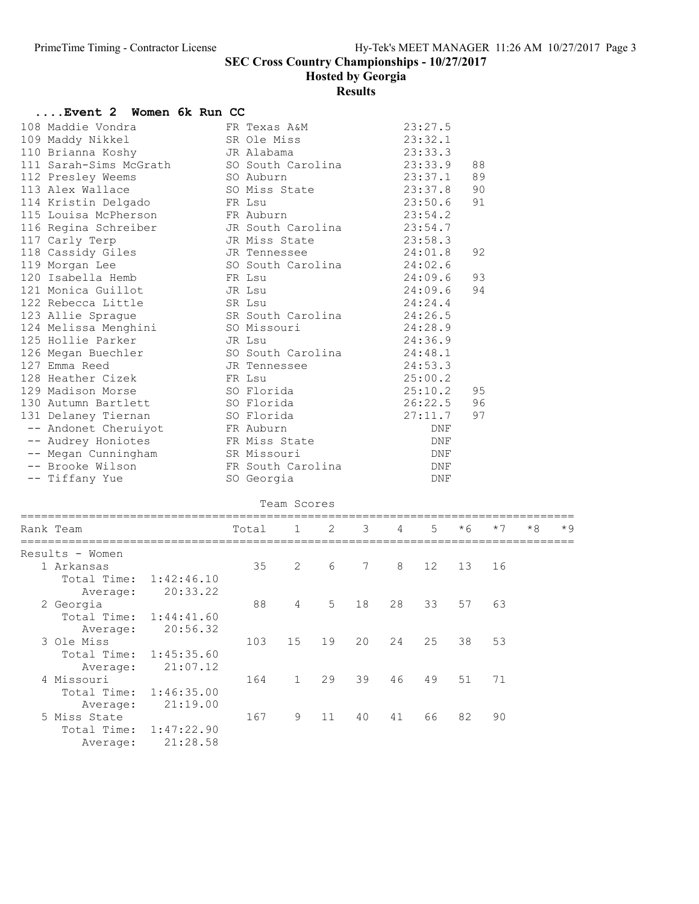## SEC Cross Country Championships - 10/27/2017

### Hosted by Georgia

### Results

#### ....Event 2 Women 6k Run CC

| Place | Name | Year | School | Time | Points |
|---|---|---|---|---|---|
| 108 | Maddie Vondra | FR | Texas A&M | 23:27.5 | |
| 109 | Maddy Nikkel | SR | Ole Miss | 23:32.1 | |
| 110 | Brianna Koshy | JR | Alabama | 23:33.3 | |
| 111 | Sarah-Sims McGrath | SO | South Carolina | 23:33.9 | 88 |
| 112 | Presley Weems | SO | Auburn | 23:37.1 | 89 |
| 113 | Alex Wallace | SO | Miss State | 23:37.8 | 90 |
| 114 | Kristin Delgado | FR | Lsu | 23:50.6 | 91 |
| 115 | Louisa McPherson | FR | Auburn | 23:54.2 | |
| 116 | Regina Schreiber | JR | South Carolina | 23:54.7 | |
| 117 | Carly Terp | JR | Miss State | 23:58.3 | |
| 118 | Cassidy Giles | JR | Tennessee | 24:01.8 | 92 |
| 119 | Morgan Lee | SO | South Carolina | 24:02.6 | |
| 120 | Isabella Hemb | FR | Lsu | 24:09.6 | 93 |
| 121 | Monica Guillot | JR | Lsu | 24:09.6 | 94 |
| 122 | Rebecca Little | SR | Lsu | 24:24.4 | |
| 123 | Allie Sprague | SR | South Carolina | 24:26.5 | |
| 124 | Melissa Menghini | SO | Missouri | 24:28.9 | |
| 125 | Hollie Parker | JR | Lsu | 24:36.9 | |
| 126 | Megan Buechler | SO | South Carolina | 24:48.1 | |
| 127 | Emma Reed | JR | Tennessee | 24:53.3 | |
| 128 | Heather Cizek | FR | Lsu | 25:00.2 | |
| 129 | Madison Morse | SO | Florida | 25:10.2 | 95 |
| 130 | Autumn Bartlett | SO | Florida | 26:22.5 | 96 |
| 131 | Delaney Tiernan | SO | Florida | 27:11.7 | 97 |
| -- | Andonet Cheruiyot | FR | Auburn | DNF | |
| -- | Audrey Honiotes | FR | Miss State | DNF | |
| -- | Megan Cunningham | SR | Missouri | DNF | |
| -- | Brooke Wilson | FR | South Carolina | DNF | |
| -- | Tiffany Yue | SO | Georgia | DNF | |

#### Team Scores

| Rank Team | | Total | 1 | 2 | 3 | 4 | 5 | *6 | *7 | *8 | *9 |
|---|---|---|---|---|---|---|---|---|---|---|---|
| Results - Women | | | | | | | | | | | |
| 1 Arkansas | | 35 | 2 | 6 | 7 | 8 | 12 | 13 | 16 | | |
| Total Time: | 1:42:46.10 | | | | | | | | | | |
| Average: | 20:33.22 | | | | | | | | | | |
| 2 Georgia | | 88 | 4 | 5 | 18 | 28 | 33 | 57 | 63 | | |
| Total Time: | 1:44:41.60 | | | | | | | | | | |
| Average: | 20:56.32 | | | | | | | | | | |
| 3 Ole Miss | | 103 | 15 | 19 | 20 | 24 | 25 | 38 | 53 | | |
| Total Time: | 1:45:35.60 | | | | | | | | | | |
| Average: | 21:07.12 | | | | | | | | | | |
| 4 Missouri | | 164 | 1 | 29 | 39 | 46 | 49 | 51 | 71 | | |
| Total Time: | 1:46:35.00 | | | | | | | | | | |
| Average: | 21:19.00 | | | | | | | | | | |
| 5 Miss State | | 167 | 9 | 11 | 40 | 41 | 66 | 82 | 90 | | |
| Total Time: | 1:47:22.90 | | | | | | | | | | |
| Average: | 21:28.58 | | | | | | | | | | |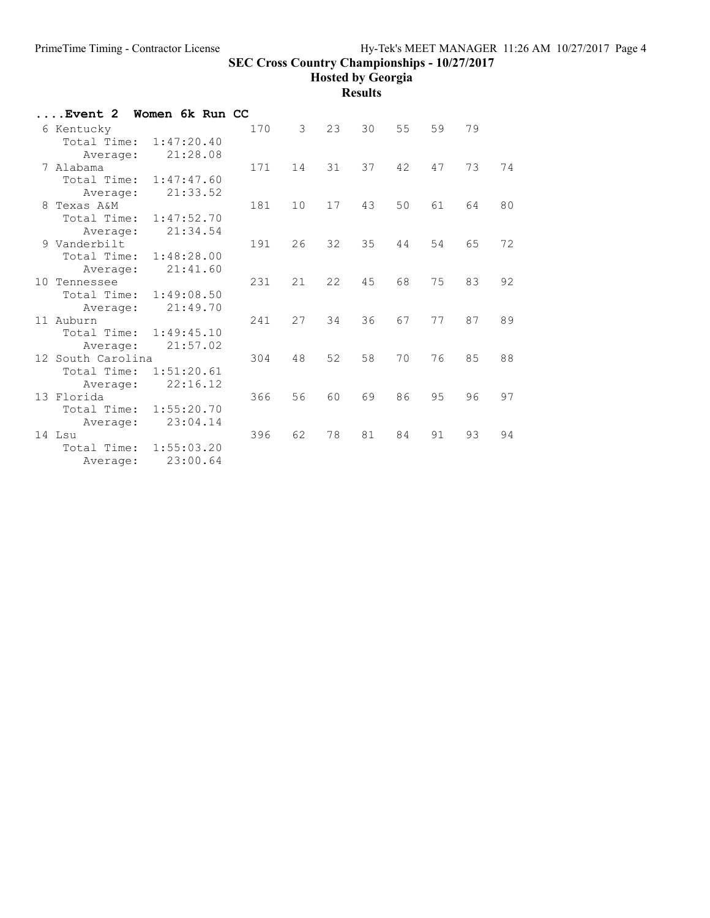**SEC Cross Country Championships - 10/27/2017**

**Hosted by Georgia**

**Results**

### ....Event 2 Women 6k Run CC

| | | | | | | | | | |
|---|---|---|---|---|---|---|---|---|---|
| 6 Kentucky | | 170 | 3 | 23 | 30 | 55 | 59 | 79 | |
| Total Time: | 1:47:20.40 | | | | | | | | |
| Average: | 21:28.08 | | | | | | | | |
| 7 Alabama | | 171 | 14 | 31 | 37 | 42 | 47 | 73 | 74 |
| Total Time: | 1:47:47.60 | | | | | | | | |
| Average: | 21:33.52 | | | | | | | | |
| 8 Texas A&M | | 181 | 10 | 17 | 43 | 50 | 61 | 64 | 80 |
| Total Time: | 1:47:52.70 | | | | | | | | |
| Average: | 21:34.54 | | | | | | | | |
| 9 Vanderbilt | | 191 | 26 | 32 | 35 | 44 | 54 | 65 | 72 |
| Total Time: | 1:48:28.00 | | | | | | | | |
| Average: | 21:41.60 | | | | | | | | |
| 10 Tennessee | | 231 | 21 | 22 | 45 | 68 | 75 | 83 | 92 |
| Total Time: | 1:49:08.50 | | | | | | | | |
| Average: | 21:49.70 | | | | | | | | |
| 11 Auburn | | 241 | 27 | 34 | 36 | 67 | 77 | 87 | 89 |
| Total Time: | 1:49:45.10 | | | | | | | | |
| Average: | 21:57.02 | | | | | | | | |
| 12 South Carolina | | 304 | 48 | 52 | 58 | 70 | 76 | 85 | 88 |
| Total Time: | 1:51:20.61 | | | | | | | | |
| Average: | 22:16.12 | | | | | | | | |
| 13 Florida | | 366 | 56 | 60 | 69 | 86 | 95 | 96 | 97 |
| Total Time: | 1:55:20.70 | | | | | | | | |
| Average: | 23:04.14 | | | | | | | | |
| 14 Lsu | | 396 | 62 | 78 | 81 | 84 | 91 | 93 | 94 |
| Total Time: | 1:55:03.20 | | | | | | | | |
| Average: | 23:00.64 | | | | | | | | |